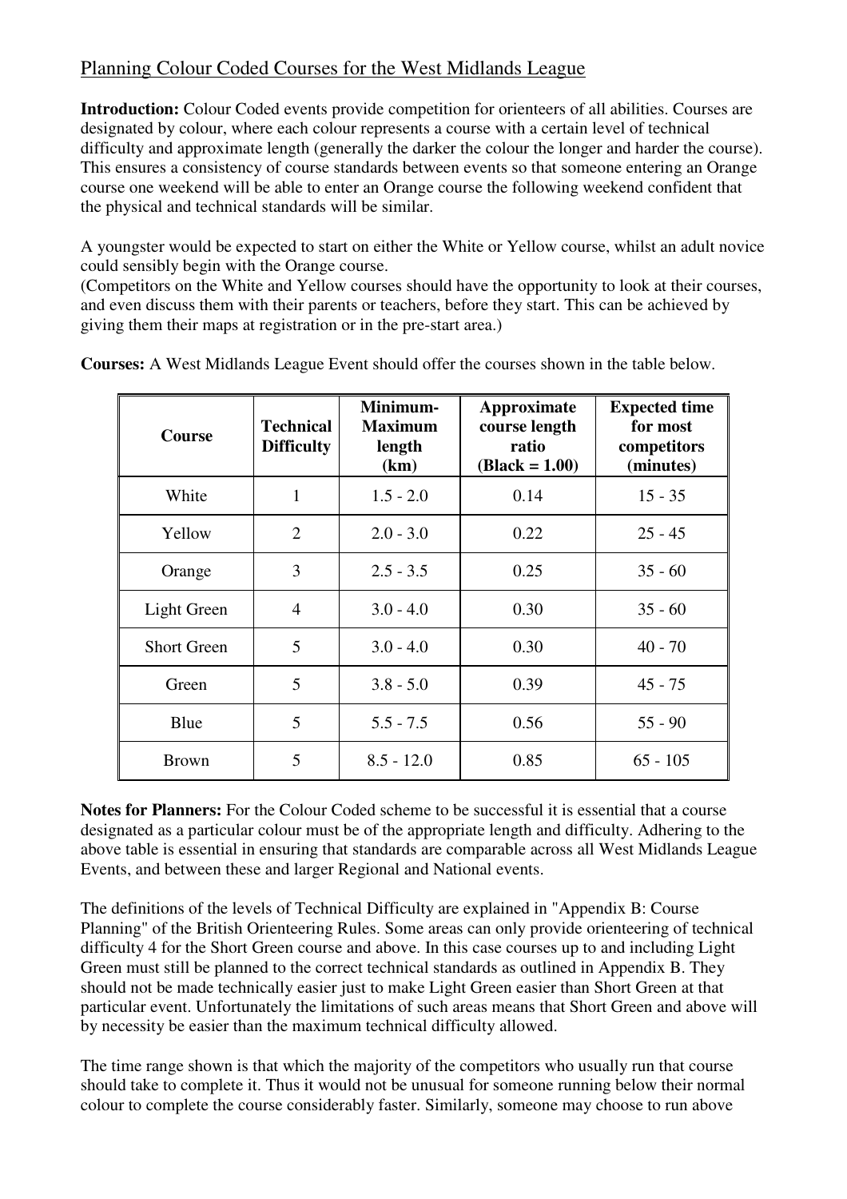# Planning Colour Coded Courses for the West Midlands League

**Introduction:** Colour Coded events provide competition for orienteers of all abilities. Courses are designated by colour, where each colour represents a course with a certain level of technical difficulty and approximate length (generally the darker the colour the longer and harder the course). This ensures a consistency of course standards between events so that someone entering an Orange course one weekend will be able to enter an Orange course the following weekend confident that the physical and technical standards will be similar.

A youngster would be expected to start on either the White or Yellow course, whilst an adult novice could sensibly begin with the Orange course.
(Competitors on the White and Yellow courses should have the opportunity to look at their courses, and even discuss them with their parents or teachers, before they start. This can be achieved by giving them their maps at registration or in the pre-start area.)

**Courses:** A West Midlands League Event should offer the courses shown in the table below.

| Course | Technical Difficulty | Minimum-Maximum length (km) | Approximate course length ratio (Black = 1.00) | Expected time for most competitors (minutes) |
|---|---|---|---|---|
| White | 1 | 1.5 - 2.0 | 0.14 | 15 - 35 |
| Yellow | 2 | 2.0 - 3.0 | 0.22 | 25 - 45 |
| Orange | 3 | 2.5 - 3.5 | 0.25 | 35 - 60 |
| Light Green | 4 | 3.0 - 4.0 | 0.30 | 35 - 60 |
| Short Green | 5 | 3.0 - 4.0 | 0.30 | 40 - 70 |
| Green | 5 | 3.8 - 5.0 | 0.39 | 45 - 75 |
| Blue | 5 | 5.5 - 7.5 | 0.56 | 55 - 90 |
| Brown | 5 | 8.5 - 12.0 | 0.85 | 65 - 105 |

**Notes for Planners:** For the Colour Coded scheme to be successful it is essential that a course designated as a particular colour must be of the appropriate length and difficulty. Adhering to the above table is essential in ensuring that standards are comparable across all West Midlands League Events, and between these and larger Regional and National events.

The definitions of the levels of Technical Difficulty are explained in "Appendix B: Course Planning" of the British Orienteering Rules. Some areas can only provide orienteering of technical difficulty 4 for the Short Green course and above. In this case courses up to and including Light Green must still be planned to the correct technical standards as outlined in Appendix B. They should not be made technically easier just to make Light Green easier than Short Green at that particular event. Unfortunately the limitations of such areas means that Short Green and above will by necessity be easier than the maximum technical difficulty allowed.

The time range shown is that which the majority of the competitors who usually run that course should take to complete it. Thus it would not be unusual for someone running below their normal colour to complete the course considerably faster. Similarly, someone may choose to run above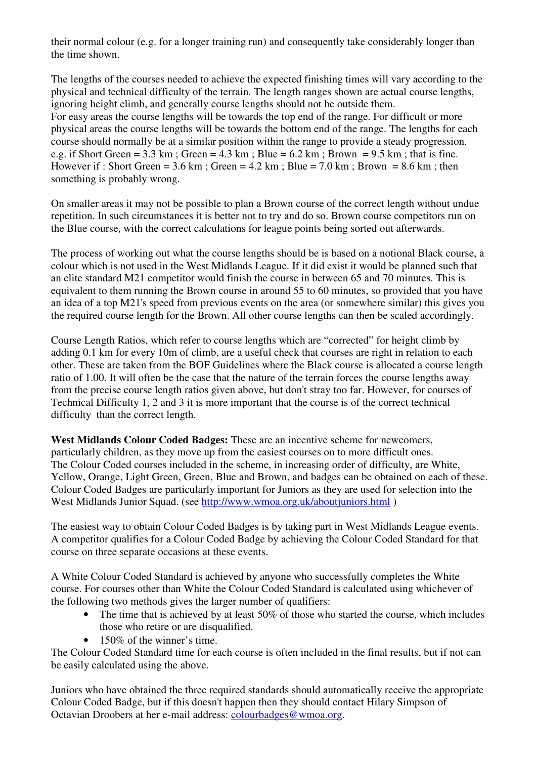their normal colour (e.g. for a longer training run) and consequently take considerably longer than the time shown.

The lengths of the courses needed to achieve the expected finishing times will vary according to the physical and technical difficulty of the terrain. The length ranges shown are actual course lengths, ignoring height climb, and generally course lengths should not be outside them.
For easy areas the course lengths will be towards the top end of the range. For difficult or more physical areas the course lengths will be towards the bottom end of the range. The lengths for each course should normally be at a similar position within the range to provide a steady progression.
e.g. if Short Green = 3.3 km ; Green = 4.3 km ; Blue = 6.2 km ; Brown = 9.5 km ; that is fine.
However if : Short Green = 3.6 km ; Green = 4.2 km ; Blue = 7.0 km ; Brown = 8.6 km ; then something is probably wrong.

On smaller areas it may not be possible to plan a Brown course of the correct length without undue repetition. In such circumstances it is better not to try and do so. Brown course competitors run on the Blue course, with the correct calculations for league points being sorted out afterwards.

The process of working out what the course lengths should be is based on a notional Black course, a colour which is not used in the West Midlands League. If it did exist it would be planned such that an elite standard M21 competitor would finish the course in between 65 and 70 minutes. This is equivalent to them running the Brown course in around 55 to 60 minutes, so provided that you have an idea of a top M21's speed from previous events on the area (or somewhere similar) this gives you the required course length for the Brown. All other course lengths can then be scaled accordingly.

Course Length Ratios, which refer to course lengths which are "corrected" for height climb by adding 0.1 km for every 10m of climb, are a useful check that courses are right in relation to each other. These are taken from the BOF Guidelines where the Black course is allocated a course length ratio of 1.00. It will often be the case that the nature of the terrain forces the course lengths away from the precise course length ratios given above, but don't stray too far. However, for courses of Technical Difficulty 1, 2 and 3 it is more important that the course is of the correct technical difficulty than the correct length.

**West Midlands Colour Coded Badges:** These are an incentive scheme for newcomers, particularly children, as they move up from the easiest courses on to more difficult ones.
The Colour Coded courses included in the scheme, in increasing order of difficulty, are White, Yellow, Orange, Light Green, Green, Blue and Brown, and badges can be obtained on each of these.
Colour Coded Badges are particularly important for Juniors as they are used for selection into the West Midlands Junior Squad. (see http://www.wmoa.org.uk/aboutjuniors.html )

The easiest way to obtain Colour Coded Badges is by taking part in West Midlands League events.
A competitor qualifies for a Colour Coded Badge by achieving the Colour Coded Standard for that course on three separate occasions at these events.

A White Colour Coded Standard is achieved by anyone who successfully completes the White course. For courses other than White the Colour Coded Standard is calculated using whichever of the following two methods gives the larger number of qualifiers:

- The time that is achieved by at least 50% of those who started the course, which includes those who retire or are disqualified.
- 150% of the winner's time.

The Colour Coded Standard time for each course is often included in the final results, but if not can be easily calculated using the above.

Juniors who have obtained the three required standards should automatically receive the appropriate Colour Coded Badge, but if this doesn't happen then they should contact Hilary Simpson of Octavian Droobers at her e-mail address: colourbadges@wmoa.org.